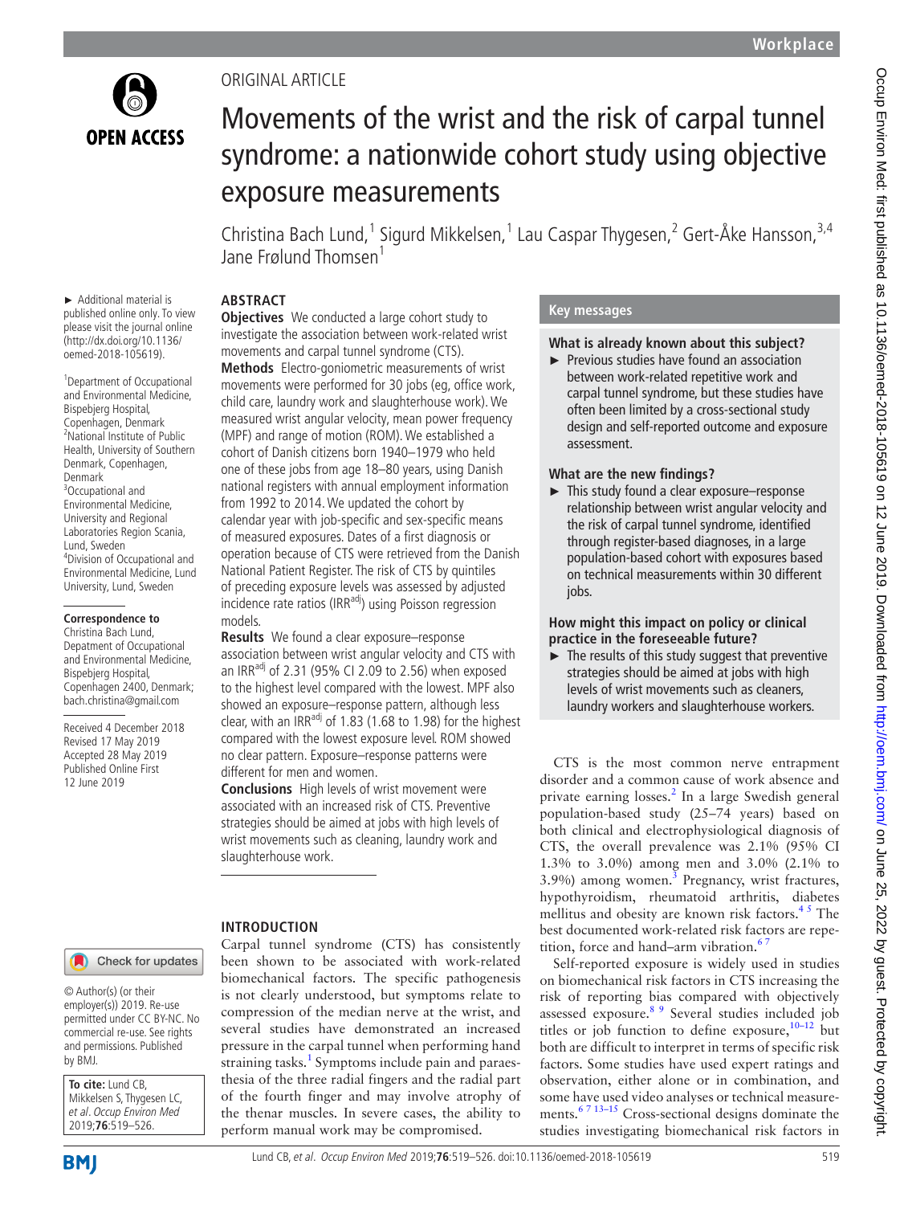ORIGINAL ARTICLE

# Movements of the wrist and the risk of carpal tunnel syndrome: a nationwide cohort study using objective exposure measurements

Christina Bach Lund,[1] Sigurd Mikkelsen,[1] Lau Caspar Thygesen,[2] Gert-Åke Hansson,[3,4] Jane Frølund Thomsen[1]

► Additional material is published online only. To view please visit the journal online (http://dx.doi.org/10.1136/oemed-2018-105619).

[1]Department of Occupational and Environmental Medicine, Bispebjerg Hospital, Copenhagen, Denmark
[2]National Institute of Public Health, University of Southern Denmark, Copenhagen, Denmark
[3]Occupational and Environmental Medicine, University and Regional Laboratories Region Scania, Lund, Sweden
[4]Division of Occupational and Environmental Medicine, Lund University, Lund, Sweden

**Correspondence to**
Christina Bach Lund, Depatment of Occupational and Environmental Medicine, Bispebjerg Hospital, Copenhagen 2400, Denmark; bach.christina@gmail.com

Received 4 December 2018
Revised 17 May 2019
Accepted 28 May 2019
Published Online First 12 June 2019

© Author(s) (or their employer(s)) 2019. Re-use permitted under CC BY-NC. No commercial re-use. See rights and permissions. Published by BMJ.

**To cite:** Lund CB, Mikkelsen S, Thygesen LC, *et al. Occup Environ Med* 2019;**76**:519–526.

## ABSTRACT

**Objectives** We conducted a large cohort study to investigate the association between work-related wrist movements and carpal tunnel syndrome (CTS).

**Methods** Electro-goniometric measurements of wrist movements were performed for 30 jobs (eg, office work, child care, laundry work and slaughterhouse work). We measured wrist angular velocity, mean power frequency (MPF) and range of motion (ROM). We established a cohort of Danish citizens born 1940–1979 who held one of these jobs from age 18–80 years, using Danish national registers with annual employment information from 1992 to 2014. We updated the cohort by calendar year with job-specific and sex-specific means of measured exposures. Dates of a first diagnosis or operation because of CTS were retrieved from the Danish National Patient Register. The risk of CTS by quintiles of preceding exposure levels was assessed by adjusted incidence rate ratios ($IRR^{adj}$) using Poisson regression models.

**Results** We found a clear exposure–response association between wrist angular velocity and CTS with an $IRR^{adj}$ of 2.31 (95% CI 2.09 to 2.56) when exposed to the highest level compared with the lowest. MPF also showed an exposure–response pattern, although less clear, with an $IRR^{adj}$ of 1.83 (1.68 to 1.98) for the highest compared with the lowest exposure level. ROM showed no clear pattern. Exposure–response patterns were different for men and women.

**Conclusions** High levels of wrist movement were associated with an increased risk of CTS. Preventive strategies should be aimed at jobs with high levels of wrist movements such as cleaning, laundry work and slaughterhouse work.

## Key messages

### What is already known about this subject?

- Previous studies have found an association between work-related repetitive work and carpal tunnel syndrome, but these studies have often been limited by a cross-sectional study design and self-reported outcome and exposure assessment.

### What are the new findings?

- This study found a clear exposure–response relationship between wrist angular velocity and the risk of carpal tunnel syndrome, identified through register-based diagnoses, in a large population-based cohort with exposures based on technical measurements within 30 different jobs.

### How might this impact on policy or clinical practice in the foreseeable future?

- The results of this study suggest that preventive strategies should be aimed at jobs with high levels of wrist movements such as cleaners, laundry workers and slaughterhouse workers.

## INTRODUCTION

Carpal tunnel syndrome (CTS) has consistently been shown to be associated with work-related biomechanical factors. The specific pathogenesis is not clearly understood, but symptoms relate to compression of the median nerve at the wrist, and several studies have demonstrated an increased pressure in the carpal tunnel when performing hand straining tasks.[1] Symptoms include pain and paraesthesia of the three radial fingers and the radial part of the fourth finger and may involve atrophy of the thenar muscles. In severe cases, the ability to perform manual work may be compromised.

CTS is the most common nerve entrapment disorder and a common cause of work absence and private earning losses.[2] In a large Swedish general population-based study (25–74 years) based on both clinical and electrophysiological diagnosis of CTS, the overall prevalence was 2.1% (95% CI 1.3% to 3.0%) among men and 3.0% (2.1% to 3.9%) among women.[3] Pregnancy, wrist fractures, hypothyroidism, rheumatoid arthritis, diabetes mellitus and obesity are known risk factors.[4,5] The best documented work-related risk factors are repetition, force and hand–arm vibration.[6,7]

Self-reported exposure is widely used in studies on biomechanical risk factors in CTS increasing the risk of reporting bias compared with objectively assessed exposure.[8,9] Several studies included job titles or job function to define exposure,[10–12] but both are difficult to interpret in terms of specific risk factors. Some studies have used expert ratings and observation, either alone or in combination, and some have used video analyses or technical measurements.[6,7,13–15] Cross-sectional designs dominate the studies investigating biomechanical risk factors in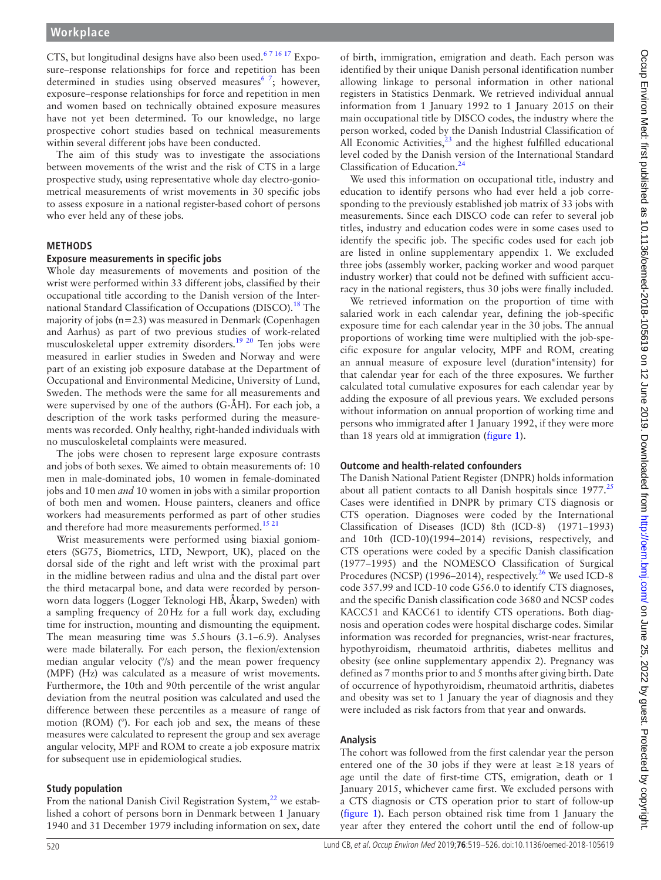CTS, but longitudinal designs have also been used.[6 7 16 17] Exposure–response relationships for force and repetition has been determined in studies using observed measures[6 7]; however, exposure–response relationships for force and repetition in men and women based on technically obtained exposure measures have not yet been determined. To our knowledge, no large prospective cohort studies based on technical measurements within several different jobs have been conducted.

The aim of this study was to investigate the associations between movements of the wrist and the risk of CTS in a large prospective study, using representative whole day electro-goniometrical measurements of wrist movements in 30 specific jobs to assess exposure in a national register-based cohort of persons who ever held any of these jobs.

## METHODS

### Exposure measurements in specific jobs

Whole day measurements of movements and position of the wrist were performed within 33 different jobs, classified by their occupational title according to the Danish version of the International Standard Classification of Occupations (DISCO).[18] The majority of jobs (n=23) was measured in Denmark (Copenhagen and Aarhus) as part of two previous studies of work-related musculoskeletal upper extremity disorders.[19 20] Ten jobs were measured in earlier studies in Sweden and Norway and were part of an existing job exposure database at the Department of Occupational and Environmental Medicine, University of Lund, Sweden. The methods were the same for all measurements and were supervised by one of the authors (G-ÅH). For each job, a description of the work tasks performed during the measurements was recorded. Only healthy, right-handed individuals with no musculoskeletal complaints were measured.

The jobs were chosen to represent large exposure contrasts and jobs of both sexes. We aimed to obtain measurements of: 10 men in male-dominated jobs, 10 women in female-dominated jobs and 10 men *and* 10 women in jobs with a similar proportion of both men and women. House painters, cleaners and office workers had measurements performed as part of other studies and therefore had more measurements performed.[15 21]

Wrist measurements were performed using biaxial goniometers (SG75, Biometrics, LTD, Newport, UK), placed on the dorsal side of the right and left wrist with the proximal part in the midline between radius and ulna and the distal part over the third metacarpal bone, and data were recorded by person-worn data loggers (Logger Teknologi HB, Åkarp, Sweden) with a sampling frequency of 20 Hz for a full work day, excluding time for instruction, mounting and dismounting the equipment. The mean measuring time was 5.5 hours (3.1–6.9). Analyses were made bilaterally. For each person, the flexion/extension median angular velocity (°/s) and the mean power frequency (MPF) (Hz) was calculated as a measure of wrist movements. Furthermore, the 10th and 90th percentile of the wrist angular deviation from the neutral position was calculated and used the difference between these percentiles as a measure of range of motion (ROM) (°). For each job and sex, the means of these measures were calculated to represent the group and sex average angular velocity, MPF and ROM to create a job exposure matrix for subsequent use in epidemiological studies.

### Study population

From the national Danish Civil Registration System,[22] we established a cohort of persons born in Denmark between 1 January 1940 and 31 December 1979 including information on sex, date of birth, immigration, emigration and death. Each person was identified by their unique Danish personal identification number allowing linkage to personal information in other national registers in Statistics Denmark. We retrieved individual annual information from 1 January 1992 to 1 January 2015 on their main occupational title by DISCO codes, the industry where the person worked, coded by the Danish Industrial Classification of All Economic Activities,[23] and the highest fulfilled educational level coded by the Danish version of the International Standard Classification of Education.[24]

We used this information on occupational title, industry and education to identify persons who had ever held a job corresponding to the previously established job matrix of 33 jobs with measurements. Since each DISCO code can refer to several job titles, industry and education codes were in some cases used to identify the specific job. The specific codes used for each job are listed in online supplementary appendix 1. We excluded three jobs (assembly worker, packing worker and wood parquet industry worker) that could not be defined with sufficient accuracy in the national registers, thus 30 jobs were finally included.

We retrieved information on the proportion of time with salaried work in each calendar year, defining the job-specific exposure time for each calendar year in the 30 jobs. The annual proportions of working time were multiplied with the job-specific exposure for angular velocity, MPF and ROM, creating an annual measure of exposure level (duration*intensity) for that calendar year for each of the three exposures. We further calculated total cumulative exposures for each calendar year by adding the exposure of all previous years. We excluded persons without information on annual proportion of working time and persons who immigrated after 1 January 1992, if they were more than 18 years old at immigration (figure 1).

### Outcome and health-related confounders

The Danish National Patient Register (DNPR) holds information about all patient contacts to all Danish hospitals since 1977.[25] Cases were identified in DNPR by primary CTS diagnosis or CTS operation. Diagnoses were coded by the International Classification of Diseases (ICD) 8th (ICD-8) (1971–1993) and 10th (ICD-10)(1994–2014) revisions, respectively, and CTS operations were coded by a specific Danish classification (1977–1995) and the NOMESCO Classification of Surgical Procedures (NCSP) (1996–2014), respectively.[26] We used ICD-8 code 357.99 and ICD-10 code G56.0 to identify CTS diagnoses, and the specific Danish classification code 3680 and NCSP codes KACC51 and KACC61 to identify CTS operations. Both diagnosis and operation codes were hospital discharge codes. Similar information was recorded for pregnancies, wrist-near fractures, hypothyroidism, rheumatoid arthritis, diabetes mellitus and obesity (see online supplementary appendix 2). Pregnancy was defined as 7 months prior to and 5 months after giving birth. Date of occurrence of hypothyroidism, rheumatoid arthritis, diabetes and obesity was set to 1 January the year of diagnosis and they were included as risk factors from that year and onwards.

### Analysis

The cohort was followed from the first calendar year the person entered one of the 30 jobs if they were at least ≥18 years of age until the date of first-time CTS, emigration, death or 1 January 2015, whichever came first. We excluded persons with a CTS diagnosis or CTS operation prior to start of follow-up (figure 1). Each person obtained risk time from 1 January the year after they entered the cohort until the end of follow-up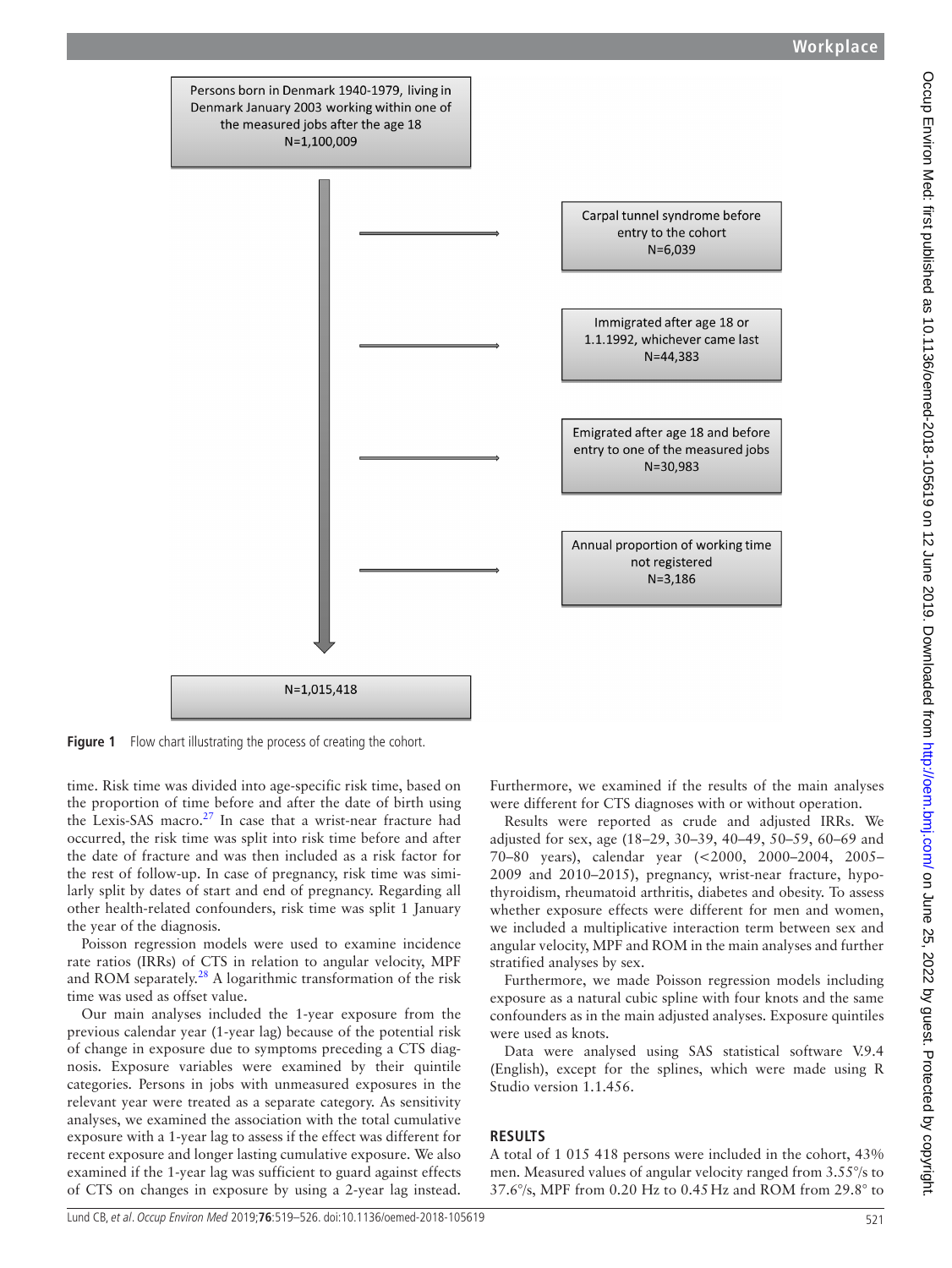Persons born in Denmark 1940-1979, living in Denmark January 2003 working within one of the measured jobs after the age 18
N=1,100,009

- Carpal tunnel syndrome before entry to the cohort N=6,039
- Immigrated after age 18 or 1.1.1992, whichever came last N=44,383
- Emigrated after age 18 and before entry to one of the measured jobs N=30,983
- Annual proportion of working time not registered N=3,186

N=1,015,418

**Figure 1** Flow chart illustrating the process of creating the cohort.

time. Risk time was divided into age-specific risk time, based on the proportion of time before and after the date of birth using the Lexis-SAS macro.[27] In case that a wrist-near fracture had occurred, the risk time was split into risk time before and after the date of fracture and was then included as a risk factor for the rest of follow-up. In case of pregnancy, risk time was similarly split by dates of start and end of pregnancy. Regarding all other health-related confounders, risk time was split 1 January the year of the diagnosis.

Poisson regression models were used to examine incidence rate ratios (IRRs) of CTS in relation to angular velocity, MPF and ROM separately.[28] A logarithmic transformation of the risk time was used as offset value.

Our main analyses included the 1-year exposure from the previous calendar year (1-year lag) because of the potential risk of change in exposure due to symptoms preceding a CTS diagnosis. Exposure variables were examined by their quintile categories. Persons in jobs with unmeasured exposures in the relevant year were treated as a separate category. As sensitivity analyses, we examined the association with the total cumulative exposure with a 1-year lag to assess if the effect was different for recent exposure and longer lasting cumulative exposure. We also examined if the 1-year lag was sufficient to guard against effects of CTS on changes in exposure by using a 2-year lag instead. Furthermore, we examined if the results of the main analyses were different for CTS diagnoses with or without operation.

Results were reported as crude and adjusted IRRs. We adjusted for sex, age (18–29, 30–39, 40–49, 50–59, 60–69 and 70–80 years), calendar year (<2000, 2000–2004, 2005–2009 and 2010–2015), pregnancy, wrist-near fracture, hypothyroidism, rheumatoid arthritis, diabetes and obesity. To assess whether exposure effects were different for men and women, we included a multiplicative interaction term between sex and angular velocity, MPF and ROM in the main analyses and further stratified analyses by sex.

Furthermore, we made Poisson regression models including exposure as a natural cubic spline with four knots and the same confounders as in the main adjusted analyses. Exposure quintiles were used as knots.

Data were analysed using SAS statistical software V.9.4 (English), except for the splines, which were made using R Studio version 1.1.456.

## RESULTS

A total of 1 015 418 persons were included in the cohort, 43% men. Measured values of angular velocity ranged from 3.55°/s to 37.6°/s, MPF from 0.20 Hz to 0.45 Hz and ROM from 29.8° to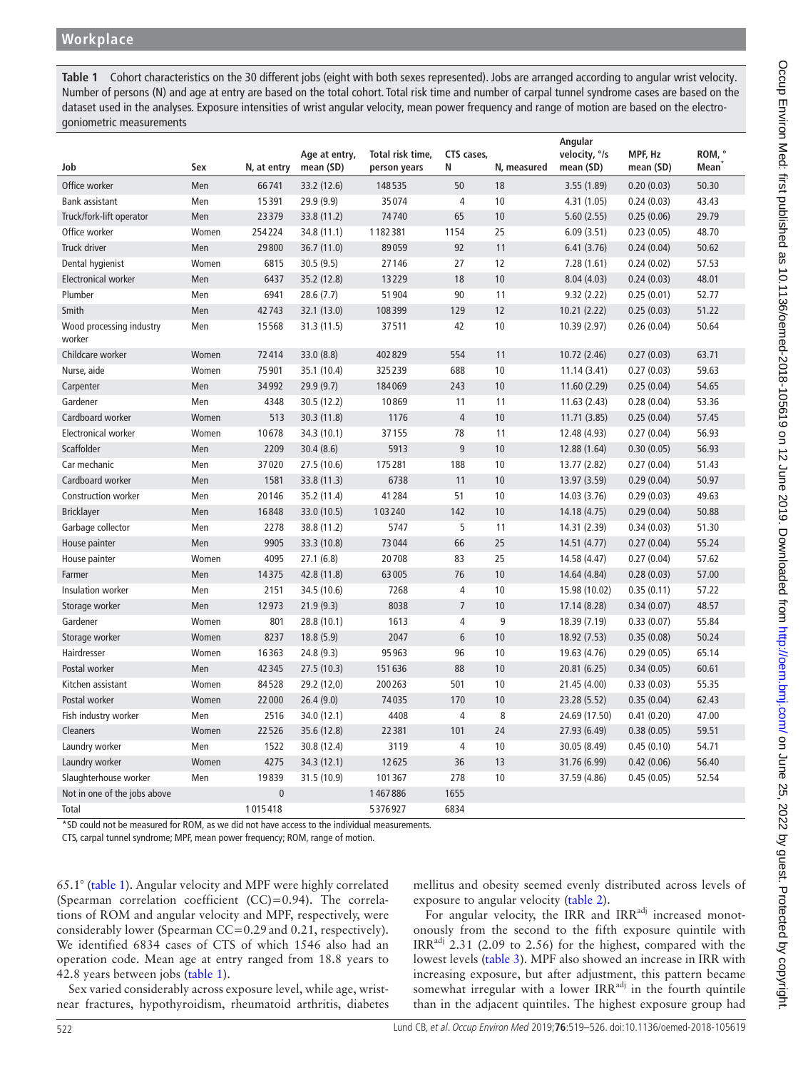**Table 1** Cohort characteristics on the 30 different jobs (eight with both sexes represented). Jobs are arranged according to angular wrist velocity. Number of persons (N) and age at entry are based on the total cohort. Total risk time and number of carpal tunnel syndrome cases are based on the dataset used in the analyses. Exposure intensities of wrist angular velocity, mean power frequency and range of motion are based on the electrogoniometric measurements

| Job | Sex | N, at entry | Age at entry, mean (SD) | Total risk time, person years | CTS cases, N | N, measured | Angular velocity, °/s mean (SD) | MPF, Hz mean (SD) | ROM, ° Mean* |
|---|---|---|---|---|---|---|---|---|---|
| Office worker | Men | 66741 | 33.2 (12.6) | 148535 | 50 | 18 | 3.55 (1.89) | 0.20 (0.03) | 50.30 |
| Bank assistant | Men | 15391 | 29.9 (9.9) | 35074 | 4 | 10 | 4.31 (1.05) | 0.24 (0.03) | 43.43 |
| Truck/fork-lift operator | Men | 23379 | 33.8 (11.2) | 74740 | 65 | 10 | 5.60 (2.55) | 0.25 (0.06) | 29.79 |
| Office worker | Women | 254224 | 34.8 (11.1) | 1182381 | 1154 | 25 | 6.09 (3.51) | 0.23 (0.05) | 48.70 |
| Truck driver | Men | 29800 | 36.7 (11.0) | 89059 | 92 | 11 | 6.41 (3.76) | 0.24 (0.04) | 50.62 |
| Dental hygienist | Women | 6815 | 30.5 (9.5) | 27146 | 27 | 12 | 7.28 (1.61) | 0.24 (0.02) | 57.53 |
| Electronical worker | Men | 6437 | 35.2 (12.8) | 13229 | 18 | 10 | 8.04 (4.03) | 0.24 (0.03) | 48.01 |
| Plumber | Men | 6941 | 28.6 (7.7) | 51904 | 90 | 11 | 9.32 (2.22) | 0.25 (0.01) | 52.77 |
| Smith | Men | 42743 | 32.1 (13.0) | 108399 | 129 | 12 | 10.21 (2.22) | 0.25 (0.03) | 51.22 |
| Wood processing industry worker | Men | 15568 | 31.3 (11.5) | 37511 | 42 | 10 | 10.39 (2.97) | 0.26 (0.04) | 50.64 |
| Childcare worker | Women | 72414 | 33.0 (8.8) | 402829 | 554 | 11 | 10.72 (2.46) | 0.27 (0.03) | 63.71 |
| Nurse, aide | Women | 75901 | 35.1 (10.4) | 325239 | 688 | 10 | 11.14 (3.41) | 0.27 (0.03) | 59.63 |
| Carpenter | Men | 34992 | 29.9 (9.7) | 184069 | 243 | 10 | 11.60 (2.29) | 0.25 (0.04) | 54.65 |
| Gardener | Men | 4348 | 30.5 (12.2) | 10869 | 11 | 11 | 11.63 (2.43) | 0.28 (0.04) | 53.36 |
| Cardboard worker | Women | 513 | 30.3 (11.8) | 1176 | 4 | 10 | 11.71 (3.85) | 0.25 (0.04) | 57.45 |
| Electronical worker | Women | 10678 | 34.3 (10.1) | 37155 | 78 | 11 | 12.48 (4.93) | 0.27 (0.04) | 56.93 |
| Scaffolder | Men | 2209 | 30.4 (8.6) | 5913 | 9 | 10 | 12.88 (1.64) | 0.30 (0.05) | 56.93 |
| Car mechanic | Men | 37020 | 27.5 (10.6) | 175281 | 188 | 10 | 13.77 (2.82) | 0.27 (0.04) | 51.43 |
| Cardboard worker | Men | 1581 | 33.8 (11.3) | 6738 | 11 | 10 | 13.97 (3.59) | 0.29 (0.04) | 50.97 |
| Construction worker | Men | 20146 | 35.2 (11.4) | 41284 | 51 | 10 | 14.03 (3.76) | 0.29 (0.03) | 49.63 |
| Bricklayer | Men | 16848 | 33.0 (10.5) | 103240 | 142 | 10 | 14.18 (4.75) | 0.29 (0.04) | 50.88 |
| Garbage collector | Men | 2278 | 38.8 (11.2) | 5747 | 5 | 11 | 14.31 (2.39) | 0.34 (0.03) | 51.30 |
| House painter | Men | 9905 | 33.3 (10.8) | 73044 | 66 | 25 | 14.51 (4.77) | 0.27 (0.04) | 55.24 |
| House painter | Women | 4095 | 27.1 (6.8) | 20708 | 83 | 25 | 14.58 (4.47) | 0.27 (0.04) | 57.62 |
| Farmer | Men | 14375 | 42.8 (11.8) | 63005 | 76 | 10 | 14.64 (4.84) | 0.28 (0.03) | 57.00 |
| Insulation worker | Men | 2151 | 34.5 (10.6) | 7268 | 4 | 10 | 15.98 (10.02) | 0.35 (0.11) | 57.22 |
| Storage worker | Men | 12973 | 21.9 (9.3) | 8038 | 7 | 10 | 17.14 (8.28) | 0.34 (0.07) | 48.57 |
| Gardener | Women | 801 | 28.8 (10.1) | 1613 | 4 | 9 | 18.39 (7.19) | 0.33 (0.07) | 55.84 |
| Storage worker | Women | 8237 | 18.8 (5.9) | 2047 | 6 | 10 | 18.92 (7.53) | 0.35 (0.08) | 50.24 |
| Hairdresser | Women | 16363 | 24.8 (9.3) | 95963 | 96 | 10 | 19.63 (4.76) | 0.29 (0.05) | 65.14 |
| Postal worker | Men | 42345 | 27.5 (10.3) | 151636 | 88 | 10 | 20.81 (6.25) | 0.34 (0.05) | 60.61 |
| Kitchen assistant | Women | 84528 | 29.2 (12,0) | 200263 | 501 | 10 | 21.45 (4.00) | 0.33 (0.03) | 55.35 |
| Postal worker | Women | 22000 | 26.4 (9.0) | 74035 | 170 | 10 | 23.28 (5.52) | 0.35 (0.04) | 62.43 |
| Fish industry worker | Men | 2516 | 34.0 (12.1) | 4408 | 4 | 8 | 24.69 (17.50) | 0.41 (0.20) | 47.00 |
| Cleaners | Women | 22526 | 35.6 (12.8) | 22381 | 101 | 24 | 27.93 (6.49) | 0.38 (0.05) | 59.51 |
| Laundry worker | Men | 1522 | 30.8 (12.4) | 3119 | 4 | 10 | 30.05 (8.49) | 0.45 (0.10) | 54.71 |
| Laundry worker | Women | 4275 | 34.3 (12.1) | 12625 | 36 | 13 | 31.76 (6.99) | 0.42 (0.06) | 56.40 |
| Slaughterhouse worker | Men | 19839 | 31.5 (10.9) | 101367 | 278 | 10 | 37.59 (4.86) | 0.45 (0.05) | 52.54 |
| Not in one of the jobs above | | 0 | | 1467886 | 1655 | | | | |
| Total | | 1015418 | | 5376927 | 6834 | | | | |

*SD could not be measured for ROM, as we did not have access to the individual measurements.

CTS, carpal tunnel syndrome; MPF, mean power frequency; ROM, range of motion.

65.1° (table 1). Angular velocity and MPF were highly correlated (Spearman correlation coefficient (CC)=0.94). The correlations of ROM and angular velocity and MPF, respectively, were considerably lower (Spearman CC=0.29 and 0.21, respectively). We identified 6834 cases of CTS of which 1546 also had an operation code. Mean age at entry ranged from 18.8 years to 42.8 years between jobs (table 1).

Sex varied considerably across exposure level, while age, wrist-near fractures, hypothyroidism, rheumatoid arthritis, diabetes mellitus and obesity seemed evenly distributed across levels of exposure to angular velocity (table 2).

For angular velocity, the IRR and IRR[adj] increased monotonously from the second to the fifth exposure quintile with IRR[adj] 2.31 (2.09 to 2.56) for the highest, compared with the lowest levels (table 3). MPF also showed an increase in IRR with increasing exposure, but after adjustment, this pattern became somewhat irregular with a lower IRR[adj] in the fourth quintile than in the adjacent quintiles. The highest exposure group had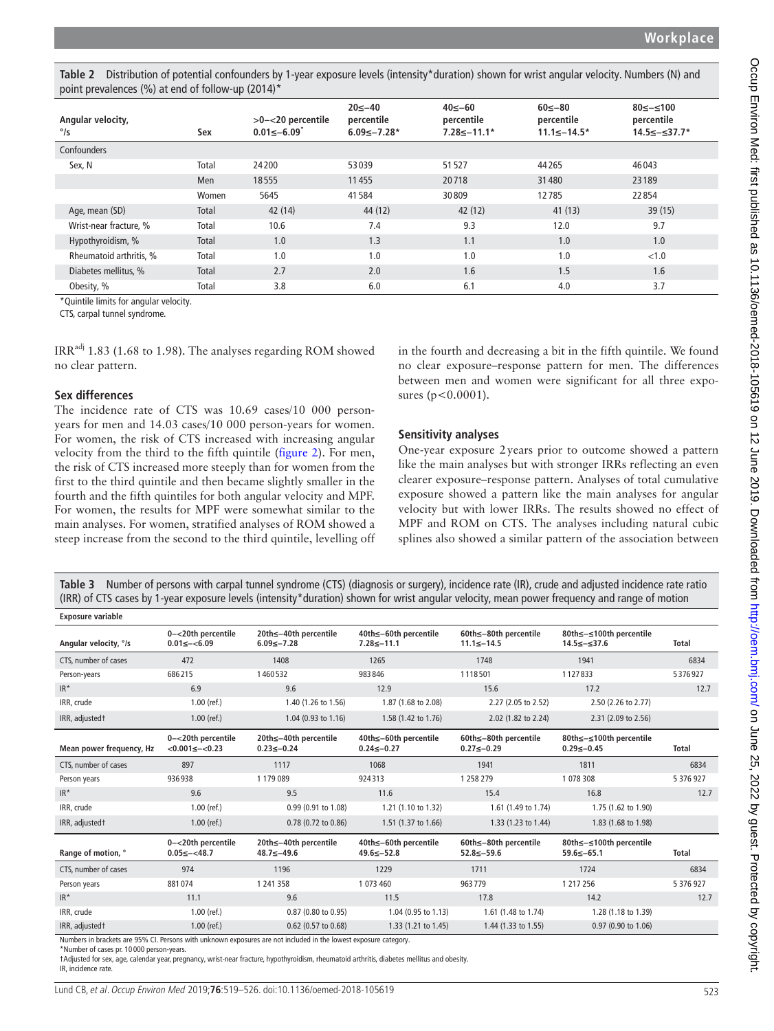**Table 2** Distribution of potential confounders by 1-year exposure levels (intensity*duration) shown for wrist angular velocity. Numbers (N) and point prevalences (%) at end of follow-up (2014)*

| Angular velocity, °/s | Sex | >0–<20 percentile 0.01≤–6.09* | 20≤–40 percentile 6.09≤–7.28* | 40≤–60 percentile 7.28≤–11.1* | 60≤–80 percentile 11.1≤–14.5* | 80≤–≤100 percentile 14.5≤–≤37.7* |
|---|---|---|---|---|---|---|
| Confounders | | | | | | |
| Sex, N | Total | 24 200 | 53 039 | 51 527 | 44 265 | 46 043 |
| | Men | 18 555 | 11 455 | 20 718 | 31 480 | 23 189 |
| | Women | 5645 | 41 584 | 30 809 | 12 785 | 22 854 |
| Age, mean (SD) | Total | 42 (14) | 44 (12) | 42 (12) | 41 (13) | 39 (15) |
| Wrist-near fracture, % | Total | 10.6 | 7.4 | 9.3 | 12.0 | 9.7 |
| Hypothyroidism, % | Total | 1.0 | 1.3 | 1.1 | 1.0 | 1.0 |
| Rheumatoid arthritis, % | Total | 1.0 | 1.0 | 1.0 | 1.0 | <1.0 |
| Diabetes mellitus, % | Total | 2.7 | 2.0 | 1.6 | 1.5 | 1.6 |
| Obesity, % | Total | 3.8 | 6.0 | 6.1 | 4.0 | 3.7 |

*Quintile limits for angular velocity.

CTS, carpal tunnel syndrome.

IRR[adj] 1.83 (1.68 to 1.98). The analyses regarding ROM showed no clear pattern.

### Sex differences

The incidence rate of CTS was 10.69 cases/10 000 person-years for men and 14.03 cases/10 000 person-years for women. For women, the risk of CTS increased with increasing angular velocity from the third to the fifth quintile (figure 2). For men, the risk of CTS increased more steeply than for women from the first to the third quintile and then became slightly smaller in the fourth and the fifth quintiles for both angular velocity and MPF. For women, the results for MPF were somewhat similar to the main analyses. For women, stratified analyses of ROM showed a steep increase from the second to the third quintile, levelling off in the fourth and decreasing a bit in the fifth quintile. We found no clear exposure–response pattern for men. The differences between men and women were significant for all three exposures ($p<0.0001$).

### Sensitivity analyses

One-year exposure 2 years prior to outcome showed a pattern like the main analyses but with stronger IRRs reflecting an even clearer exposure–response pattern. Analyses of total cumulative exposure showed a pattern like the main analyses for angular velocity but with lower IRRs. The results showed no effect of MPF and ROM on CTS. The analyses including natural cubic splines also showed a similar pattern of the association between

**Table 3** Number of persons with carpal tunnel syndrome (CTS) (diagnosis or surgery), incidence rate (IR), crude and adjusted incidence rate ratio (IRR) of CTS cases by 1-year exposure levels (intensity*duration) shown for wrist angular velocity, mean power frequency and range of motion

| Exposure variable | | | | | | |
|---|---|---|---|---|---|---|
| **Angular velocity, °/s** | **0–<20th percentile 0.01≤–<6.09** | **20th≤–40th percentile 6.09≤–7.28** | **40th≤–60th percentile 7.28≤–11.1** | **60th≤–80th percentile 11.1≤–14.5** | **80th≤–≤100th percentile 14.5≤–≤37.6** | **Total** |
| CTS, number of cases | 472 | 1408 | 1265 | 1748 | 1941 | 6834 |
| Person-years | 686 215 | 1 460 532 | 983 846 | 1 118 501 | 1 127 833 | 5 376 927 |
| IR* | 6.9 | 9.6 | 12.9 | 15.6 | 17.2 | 12.7 |
| IRR, crude | 1.00 (ref.) | 1.40 (1.26 to 1.56) | 1.87 (1.68 to 2.08) | 2.27 (2.05 to 2.52) | 2.50 (2.26 to 2.77) | |
| IRR, adjusted† | 1.00 (ref.) | 1.04 (0.93 to 1.16) | 1.58 (1.42 to 1.76) | 2.02 (1.82 to 2.24) | 2.31 (2.09 to 2.56) | |
| **Mean power frequency, Hz** | **0–<20th percentile <0.001≤–<0.23** | **20th≤–40th percentile 0.23≤–0.24** | **40th≤–60th percentile 0.24≤–0.27** | **60th≤–80th percentile 0.27≤–0.29** | **80th≤–≤100th percentile 0.29≤–0.45** | **Total** |
| CTS, number of cases | 897 | 1117 | 1068 | 1941 | 1811 | 6834 |
| Person years | 936 938 | 1 179 089 | 924 313 | 1 258 279 | 1 078 308 | 5 376 927 |
| IR* | 9.6 | 9.5 | 11.6 | 15.4 | 16.8 | 12.7 |
| IRR, crude | 1.00 (ref.) | 0.99 (0.91 to 1.08) | 1.21 (1.10 to 1.32) | 1.61 (1.49 to 1.74) | 1.75 (1.62 to 1.90) | |
| IRR, adjusted† | 1.00 (ref.) | 0.78 (0.72 to 0.86) | 1.51 (1.37 to 1.66) | 1.33 (1.23 to 1.44) | 1.83 (1.68 to 1.98) | |
| **Range of motion, °** | **0–<20th percentile 0.05≤–<48.7** | **20th≤–40th percentile 48.7≤–49.6** | **40th≤–60th percentile 49.6≤–52.8** | **60th≤–80th percentile 52.8≤–59.6** | **80th≤–≤100th percentile 59.6≤–65.1** | **Total** |
| CTS, number of cases | 974 | 1196 | 1229 | 1711 | 1724 | 6834 |
| Person years | 881 074 | 1 241 358 | 1 073 460 | 963 779 | 1 217 256 | 5 376 927 |
| IR* | 11.1 | 9.6 | 11.5 | 17.8 | 14.2 | 12.7 |
| IRR, crude | 1.00 (ref.) | 0.87 (0.80 to 0.95) | 1.04 (0.95 to 1.13) | 1.61 (1.48 to 1.74) | 1.28 (1.18 to 1.39) | |
| IRR, adjusted† | 1.00 (ref.) | 0.62 (0.57 to 0.68) | 1.33 (1.21 to 1.45) | 1.44 (1.33 to 1.55) | 0.97 (0.90 to 1.06) | |

Numbers in brackets are 95% CI. Persons with unknown exposures are not included in the lowest exposure category.

*Number of cases pr. 10 000 person-years.

†Adjusted for sex, age, calendar year, pregnancy, wrist-near fracture, hypothyroidism, rheumatoid arthritis, diabetes mellitus and obesity.

IR, incidence rate.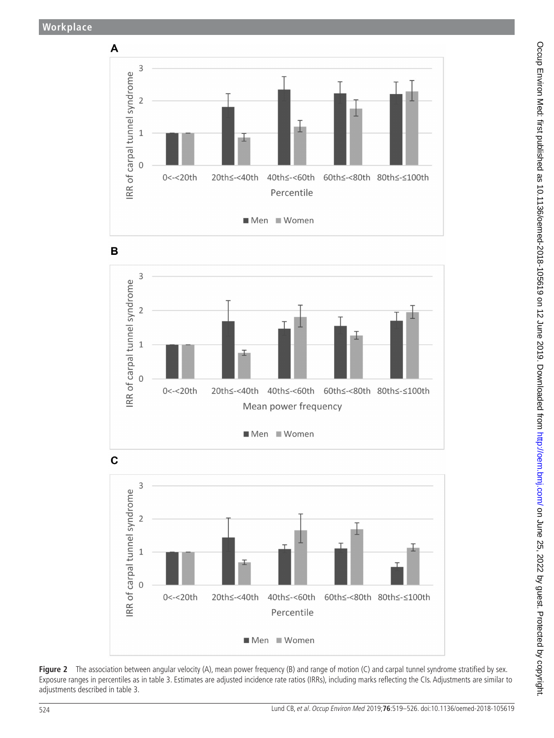Figure 2 The association between angular velocity (A), mean power frequency (B) and range of motion (C) and carpal tunnel syndrome stratified by sex. Exposure ranges in percentiles as in table 3. Estimates are adjusted incidence rate ratios (IRRs), including marks reflecting the CIs. Adjustments are similar to adjustments described in table 3.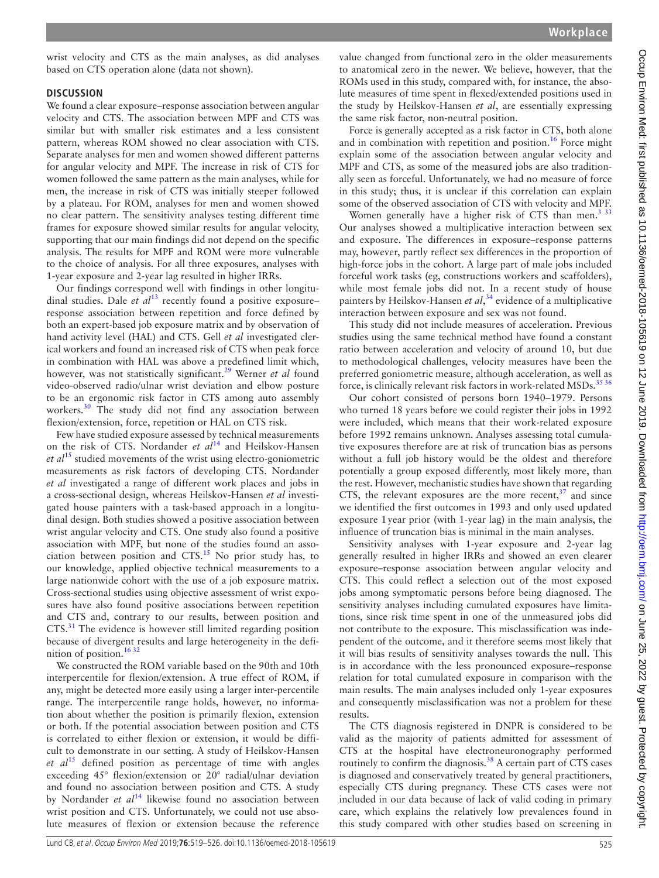wrist velocity and CTS as the main analyses, as did analyses based on CTS operation alone (data not shown).

## DISCUSSION

We found a clear exposure–response association between angular velocity and CTS. The association between MPF and CTS was similar but with smaller risk estimates and a less consistent pattern, whereas ROM showed no clear association with CTS. Separate analyses for men and women showed different patterns for angular velocity and MPF. The increase in risk of CTS for women followed the same pattern as the main analyses, while for men, the increase in risk of CTS was initially steeper followed by a plateau. For ROM, analyses for men and women showed no clear pattern. The sensitivity analyses testing different time frames for exposure showed similar results for angular velocity, supporting that our main findings did not depend on the specific analysis. The results for MPF and ROM were more vulnerable to the choice of analysis. For all three exposures, analyses with 1-year exposure and 2-year lag resulted in higher IRRs.

Our findings correspond well with findings in other longitudinal studies. Dale *et al*[13] recently found a positive exposure–response association between repetition and force defined by both an expert-based job exposure matrix and by observation of hand activity level (HAL) and CTS. Gell *et al* investigated clerical workers and found an increased risk of CTS when peak force in combination with HAL was above a predefined limit which, however, was not statistically significant.[29] Werner *et al* found video-observed radio/ulnar wrist deviation and elbow posture to be an ergonomic risk factor in CTS among auto assembly workers.[30] The study did not find any association between flexion/extension, force, repetition or HAL on CTS risk.

Few have studied exposure assessed by technical measurements on the risk of CTS. Nordander *et al*[14] and Heilskov-Hansen *et al*[15] studied movements of the wrist using electro-goniometric measurements as risk factors of developing CTS. Nordander *et al* investigated a range of different work places and jobs in a cross-sectional design, whereas Heilskov-Hansen *et al* investigated house painters with a task-based approach in a longitudinal design. Both studies showed a positive association between wrist angular velocity and CTS. One study also found a positive association with MPF, but none of the studies found an association between position and CTS.[15] No prior study has, to our knowledge, applied objective technical measurements to a large nationwide cohort with the use of a job exposure matrix. Cross-sectional studies using objective assessment of wrist exposures have also found positive associations between repetition and CTS and, contrary to our results, between position and CTS.[31] The evidence is however still limited regarding position because of divergent results and large heterogeneity in the definition of position.[16,32]

We constructed the ROM variable based on the 90th and 10th interpercentile for flexion/extension. A true effect of ROM, if any, might be detected more easily using a larger inter-percentile range. The interpercentile range holds, however, no information about whether the position is primarily flexion, extension or both. If the potential association between position and CTS is correlated to either flexion or extension, it would be difficult to demonstrate in our setting. A study of Heilskov-Hansen *et al*[15] defined position as percentage of time with angles exceeding 45° flexion/extension or 20° radial/ulnar deviation and found no association between position and CTS. A study by Nordander *et al*[14] likewise found no association between wrist position and CTS. Unfortunately, we could not use absolute measures of flexion or extension because the reference value changed from functional zero in the older measurements to anatomical zero in the newer. We believe, however, that the ROMs used in this study, compared with, for instance, the absolute measures of time spent in flexed/extended positions used in the study by Heilskov-Hansen *et al*, are essentially expressing the same risk factor, non-neutral position.

Force is generally accepted as a risk factor in CTS, both alone and in combination with repetition and position.[16] Force might explain some of the association between angular velocity and MPF and CTS, as some of the measured jobs are also traditionally seen as forceful. Unfortunately, we had no measure of force in this study; thus, it is unclear if this correlation can explain some of the observed association of CTS with velocity and MPF.

Women generally have a higher risk of CTS than men.[3,33] Our analyses showed a multiplicative interaction between sex and exposure. The differences in exposure–response patterns may, however, partly reflect sex differences in the proportion of high-force jobs in the cohort. A large part of male jobs included forceful work tasks (eg, constructions workers and scaffolders), while most female jobs did not. In a recent study of house painters by Heilskov-Hansen *et al*,[34] evidence of a multiplicative interaction between exposure and sex was not found.

This study did not include measures of acceleration. Previous studies using the same technical method have found a constant ratio between acceleration and velocity of around 10, but due to methodological challenges, velocity measures have been the preferred goniometric measure, although acceleration, as well as force, is clinically relevant risk factors in work-related MSDs.[35,36]

Our cohort consisted of persons born 1940–1979. Persons who turned 18 years before we could register their jobs in 1992 were included, which means that their work-related exposure before 1992 remains unknown. Analyses assessing total cumulative exposures therefore are at risk of truncation bias as persons without a full job history would be the oldest and therefore potentially a group exposed differently, most likely more, than the rest. However, mechanistic studies have shown that regarding CTS, the relevant exposures are the more recent,[37] and since we identified the first outcomes in 1993 and only used updated exposure 1 year prior (with 1-year lag) in the main analysis, the influence of truncation bias is minimal in the main analyses.

Sensitivity analyses with 1-year exposure and 2-year lag generally resulted in higher IRRs and showed an even clearer exposure–response association between angular velocity and CTS. This could reflect a selection out of the most exposed jobs among symptomatic persons before being diagnosed. The sensitivity analyses including cumulated exposures have limitations, since risk time spent in one of the unmeasured jobs did not contribute to the exposure. This misclassification was independent of the outcome, and it therefore seems most likely that it will bias results of sensitivity analyses towards the null. This is in accordance with the less pronounced exposure–response relation for total cumulated exposure in comparison with the main results. The main analyses included only 1-year exposures and consequently misclassification was not a problem for these results.

The CTS diagnosis registered in DNPR is considered to be valid as the majority of patients admitted for assessment of CTS at the hospital have electroneuronography performed routinely to confirm the diagnosis.[38] A certain part of CTS cases is diagnosed and conservatively treated by general practitioners, especially CTS during pregnancy. These CTS cases were not included in our data because of lack of valid coding in primary care, which explains the relatively low prevalences found in this study compared with other studies based on screening in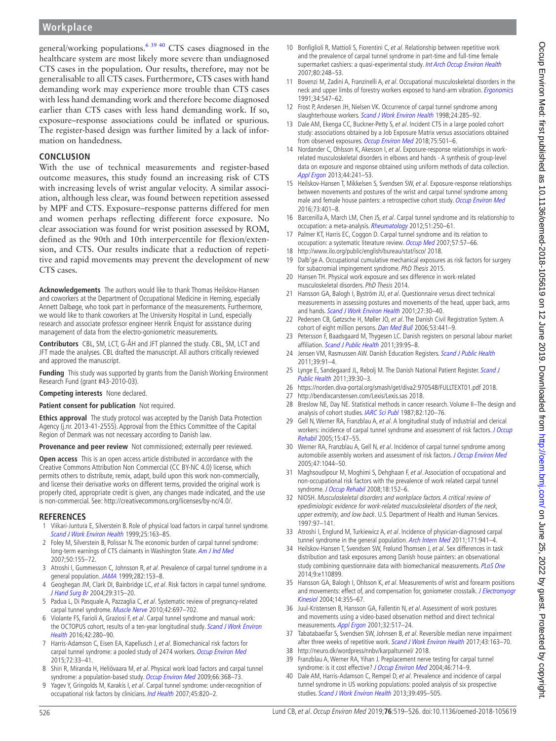general/working populations.[6 39 40] CTS cases diagnosed in the healthcare system are most likely more severe than undiagnosed CTS cases in the population. Our results, therefore, may not be generalisable to all CTS cases. Furthermore, CTS cases with hand demanding work may experience more trouble than CTS cases with less hand demanding work and therefore become diagnosed earlier than CTS cases with less hand demanding work. If so, exposure–response associations could be inflated or spurious. The register-based design was further limited by a lack of information on handedness.

## CONCLUSION

With the use of technical measurements and register-based outcome measures, this study found an increasing risk of CTS with increasing levels of wrist angular velocity. A similar association, although less clear, was found between repetition assessed by MPF and CTS. Exposure–response patterns differed for men and women perhaps reflecting different force exposure. No clear association was found for wrist position assessed by ROM, defined as the 90th and 10th interpercentile for flexion/extension, and CTS. Our results indicate that a reduction of repetitive and rapid movements may prevent the development of new CTS cases.

**Acknowledgements** The authors would like to thank Thomas Heilskov-Hansen and coworkers at the Department of Occupational Medicine in Herning, especially Annett Dalbøge, who took part in performance of the measurements. Furthermore, we would like to thank coworkers at The University Hospital in Lund, especially research and associate professor engineer Henrik Enquist for assistance during management of data from the electro-goniometric measurements.

**Contributors** CBL, SM, LCT, G-ÅH and JFT planned the study. CBL, SM, LCT and JFT made the analyses. CBL drafted the manuscript. All authors critically reviewed and approved the manuscript.

**Funding** This study was supported by grants from the Danish Working Environment Research Fund (grant #43-2010-03).

**Competing interests** None declared.

**Patient consent for publication** Not required.

**Ethics approval** The study protocol was accepted by the Danish Data Protection Agency (j.nr. 2013-41-2555). Approval from the Ethics Committee of the Capital Region of Denmark was not necessary according to Danish law.

**Provenance and peer review** Not commissioned; externally peer reviewed.

**Open access** This is an open access article distributed in accordance with the Creative Commons Attribution Non Commercial (CC BY-NC 4.0) license, which permits others to distribute, remix, adapt, build upon this work non-commercially, and license their derivative works on different terms, provided the original work is properly cited, appropriate credit is given, any changes made indicated, and the use is non-commercial. See: http://creativecommons.org/licenses/by-nc/4.0/.

## REFERENCES

1. Viikari-Juntura E, Silverstein B. Role of physical load factors in carpal tunnel syndrome. *Scand J Work Environ Health* 1999;25:163–85.
2. Foley M, Silverstein B, Polissar N. The economic burden of carpal tunnel syndrome: long-term earnings of CTS claimants in Washington State. *Am J Ind Med* 2007;50:155–72.
3. Atroshi I, Gummesson C, Johnsson R, *et al*. Prevalence of carpal tunnel syndrome in a general population. *JAMA* 1999;282:153–8.
4. Geoghegan JM, Clark DI, Bainbridge LC, *et al*. Risk factors in carpal tunnel syndrome. *J Hand Surg Br* 2004;29:315–20.
5. Padua L, Di Pasquale A, Pazzaglia C, *et al*. Systematic review of pregnancy-related carpal tunnel syndrome. *Muscle Nerve* 2010;42:697–702.
6. Violante FS, Farioli A, Graziosi F, *et al*. Carpal tunnel syndrome and manual work: the OCTOPUS cohort, results of a ten-year longitudinal study. *Scand J Work Environ Health* 2016;42:280–90.
7. Harris-Adamson C, Eisen EA, Kapellusch J, *et al*. Biomechanical risk factors for carpal tunnel syndrome: a pooled study of 2474 workers. *Occup Environ Med* 2015;72:33–41.
8. Shiri R, Miranda H, Heliövaara M, *et al*. Physical work load factors and carpal tunnel syndrome: a population-based study. *Occup Environ Med* 2009;66:368–73.
9. Yagev Y, Gringolds M, Karakis I, *et al*. Carpal tunnel syndrome: under-recognition of occupational risk factors by clinicians. *Ind Health* 2007;45:820–2.
10. Bonfiglioli R, Mattioli S, Fiorentini C, *et al*. Relationship between repetitive work and the prevalence of carpal tunnel syndrome in part-time and full-time female supermarket cashiers: a quasi-experimental study. *Int Arch Occup Environ Health* 2007;80:248–53.
11. Bovenzi M, Zadini A, Franzinelli A, *et al*. Occupational musculoskeletal disorders in the neck and upper limbs of forestry workers exposed to hand-arm vibration. *Ergonomics* 1991;34:547–62.
12. Frost P, Andersen JH, Nielsen VK. Occurrence of carpal tunnel syndrome among slaughterhouse workers. *Scand J Work Environ Health* 1998;24:285–92.
13. Dale AM, Ekenga CC, Buckner-Petty S, *et al*. Incident CTS in a large pooled cohort study: associations obtained by a Job Exposure Matrix versus associations obtained from observed exposures. *Occup Environ Med* 2018;75:501–6.
14. Nordander C, Ohlsson K, Akesson I, *et al*. Exposure-response relationships in work-related musculoskeletal disorders in elbows and hands - A synthesis of group-level data on exposure and response obtained using uniform methods of data collection. *Appl Ergon* 2013;44:241–53.
15. Heilskov-Hansen T, Mikkelsen S, Svendsen SW, *et al*. Exposure-response relationships between movements and postures of the wrist and carpal tunnel syndrome among male and female house painters: a retrospective cohort study. *Occup Environ Med* 2016;73:401–8.
16. Barcenilla A, March LM, Chen JS, *et al*. Carpal tunnel syndrome and its relationship to occupation: a meta-analysis. *Rheumatology* 2012;51:250–61.
17. Palmer KT, Harris EC, Coggon D. Carpal tunnel syndrome and its relation to occupation: a systematic literature review. *Occup Med* 2007;57:57–66.
18. http://www.ilo.org/public/english/bureau/stat/isco/ 2018.
19. Dalb'ge A. Occupational cumulative mechanical exposures as risk factors for surgery for subacromial impingement syndrome. *PhD Thesis* 2015.
20. Hansen TH. Physical work exposure and sex difference in work-related musculoskeletal disorders. *PhD Thesis* 2014.
21. Hansson GA, Balogh I, Byström JU, *et al*. Questionnaire versus direct technical measurements in assessing postures and movements of the head, upper back, arms and hands. *Scand J Work Environ Health* 2001;27:30–40.
22. Pedersen CB, Gøtzsche H, Møller JO, *et al*. The Danish Civil Registration System. A cohort of eight million persons. *Dan Med Bull* 2006;53:441–9.
23. Petersson F, Baadsgaard M, Thygesen LC. Danish registers on personal labour market affiliation. *Scand J Public Health* 2011;39:95–8.
24. Jensen VM, Rasmussen AW. Danish Education Registers. *Scand J Public Health* 2011;39:91–4.
25. Lynge E, Sandegaard JL, Rebolj M. The Danish National Patient Register. *Scand J Public Health* 2011;39:30–3.
26. https://norden.diva-portal.org/smash/get/diva2:970548/FULLTEXT01.pdf 2018.
27. http://bendixcarstensen.com/Lexis/Lexis.sas 2018.
28. Breslow NE, Day NE. Statistical methods in cancer research. Volume II–The design and analysis of cohort studies. *IARC Sci Publ* 1987;82:120–76.
29. Gell N, Werner RA, Franzblau A, *et al*. A longitudinal study of industrial and clerical workers: incidence of carpal tunnel syndrome and assessment of risk factors. *J Occup Rehabil* 2005;15:47–55.
30. Werner RA, Franzblau A, Gell N, *et al*. Incidence of carpal tunnel syndrome among automobile assembly workers and assessment of risk factors. *J Occup Environ Med* 2005;47:1044–50.
31. Maghsoudipour M, Moghimi S, Dehghaan F, *et al*. Association of occupational and non-occupational risk factors with the prevalence of work related carpal tunnel syndrome. *J Occup Rehabil* 2008;18:152–6.
32. NIOSH. *Musculoskeletal disorders and workplace factors. A critical review of epedimiologic evidence for work-related musculoskeletal disorders of the neck, upper extremity, and low back*. U.S. Department of Health and Human Services. 1997:97–141.
33. Atroshi I, Englund M, Turkiewicz A, *et al*. Incidence of physician-diagnosed carpal tunnel syndrome in the general population. *Arch Intern Med* 2011;171:941–4.
34. Heilskov-Hansen T, Svendsen SW, Frølund Thomsen J, *et al*. Sex differences in task distribution and task exposures among Danish house painters: an observational study combining questionnaire data with biomechanical measurements. *PLoS One* 2014;9:e110899.
35. Hansson GA, Balogh I, Ohlsson K, *et al*. Measurements of wrist and forearm positions and movements: effect of, and compensation for, goniometer crosstalk. *J Electromyogr Kinesiol* 2004;14:355–67.
36. Juul-Kristensen B, Hansson GA, Fallentin N, *et al*. Assessment of work postures and movements using a video-based observation method and direct technical measurements. *Appl Ergon* 2001;32:517–24.
37. Tabatabaeifar S, Svendsen SW, Johnsen B, *et al*. Reversible median nerve impairment after three weeks of repetitive work. *Scand J Work Environ Health* 2017;43:163–70.
38. http://neuro.dk/wordpress/nnbv/karpaltunnel/ 2018.
39. Franzblau A, Werner RA, Yihan J. Preplacement nerve testing for carpal tunnel syndrome: is it cost effective? *J Occup Environ Med* 2004;46:714–9.
40. Dale AM, Harris-Adamson C, Rempel D, *et al*. Prevalence and incidence of carpal tunnel syndrome in US working populations: pooled analysis of six prospective studies. *Scand J Work Environ Health* 2013;39:495–505.